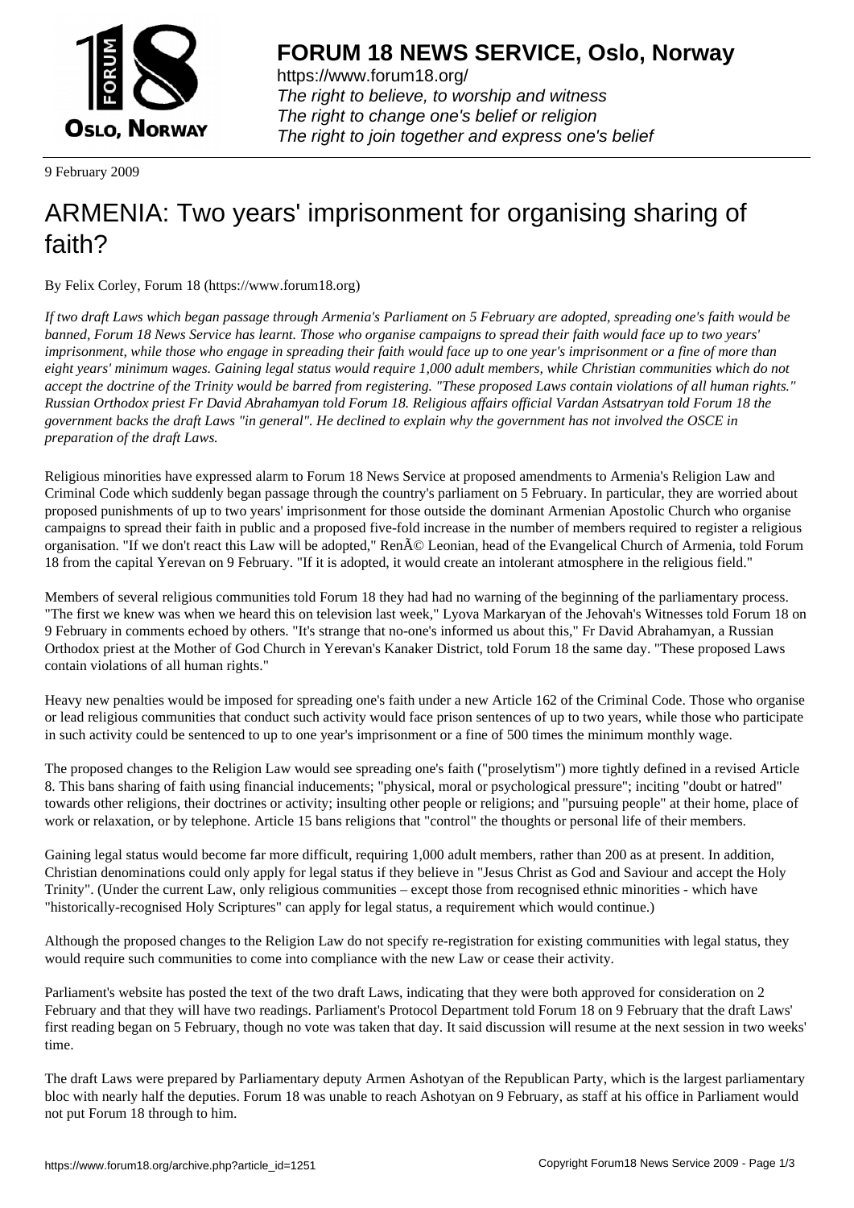# FORUM 18 NEWS SERVICE, Oslo, Norway

https://www.forum18.org/
*The right to believe, to worship and witness*
*The right to change one's belief or religion*
*The right to join together and express one's belief*

9 February 2009

# ARMENIA: Two years' imprisonment for organising sharing of faith?

By Felix Corley, Forum 18 (https://www.forum18.org)

*If two draft Laws which began passage through Armenia's Parliament on 5 February are adopted, spreading one's faith would be banned, Forum 18 News Service has learnt. Those who organise campaigns to spread their faith would face up to two years' imprisonment, while those who engage in spreading their faith would face up to one year's imprisonment or a fine of more than eight years' minimum wages. Gaining legal status would require 1,000 adult members, while Christian communities which do not accept the doctrine of the Trinity would be barred from registering. "These proposed Laws contain violations of all human rights." Russian Orthodox priest Fr David Abrahamyan told Forum 18. Religious affairs official Vardan Astsatryan told Forum 18 the government backs the draft Laws "in general". He declined to explain why the government has not involved the OSCE in preparation of the draft Laws.*

Religious minorities have expressed alarm to Forum 18 News Service at proposed amendments to Armenia's Religion Law and Criminal Code which suddenly began passage through the country's parliament on 5 February. In particular, they are worried about proposed punishments of up to two years' imprisonment for those outside the dominant Armenian Apostolic Church who organise campaigns to spread their faith in public and a proposed five-fold increase in the number of members required to register a religious organisation. "If we don't react this Law will be adopted," RenÃ© Leonian, head of the Evangelical Church of Armenia, told Forum 18 from the capital Yerevan on 9 February. "If it is adopted, it would create an intolerant atmosphere in the religious field."

Members of several religious communities told Forum 18 they had had no warning of the beginning of the parliamentary process. "The first we knew was when we heard this on television last week," Lyova Markaryan of the Jehovah's Witnesses told Forum 18 on 9 February in comments echoed by others. "It's strange that no-one's informed us about this," Fr David Abrahamyan, a Russian Orthodox priest at the Mother of God Church in Yerevan's Kanaker District, told Forum 18 the same day. "These proposed Laws contain violations of all human rights."

Heavy new penalties would be imposed for spreading one's faith under a new Article 162 of the Criminal Code. Those who organise or lead religious communities that conduct such activity would face prison sentences of up to two years, while those who participate in such activity could be sentenced to up to one year's imprisonment or a fine of 500 times the minimum monthly wage.

The proposed changes to the Religion Law would see spreading one's faith ("proselytism") more tightly defined in a revised Article 8. This bans sharing of faith using financial inducements; "physical, moral or psychological pressure"; inciting "doubt or hatred" towards other religions, their doctrines or activity; insulting other people or religions; and "pursuing people" at their home, place of work or relaxation, or by telephone. Article 15 bans religions that "control" the thoughts or personal life of their members.

Gaining legal status would become far more difficult, requiring 1,000 adult members, rather than 200 as at present. In addition, Christian denominations could only apply for legal status if they believe in "Jesus Christ as God and Saviour and accept the Holy Trinity". (Under the current Law, only religious communities – except those from recognised ethnic minorities - which have "historically-recognised Holy Scriptures" can apply for legal status, a requirement which would continue.)

Although the proposed changes to the Religion Law do not specify re-registration for existing communities with legal status, they would require such communities to come into compliance with the new Law or cease their activity.

Parliament's website has posted the text of the two draft Laws, indicating that they were both approved for consideration on 2 February and that they will have two readings. Parliament's Protocol Department told Forum 18 on 9 February that the draft Laws' first reading began on 5 February, though no vote was taken that day. It said discussion will resume at the next session in two weeks' time.

The draft Laws were prepared by Parliamentary deputy Armen Ashotyan of the Republican Party, which is the largest parliamentary bloc with nearly half the deputies. Forum 18 was unable to reach Ashotyan on 9 February, as staff at his office in Parliament would not put Forum 18 through to him.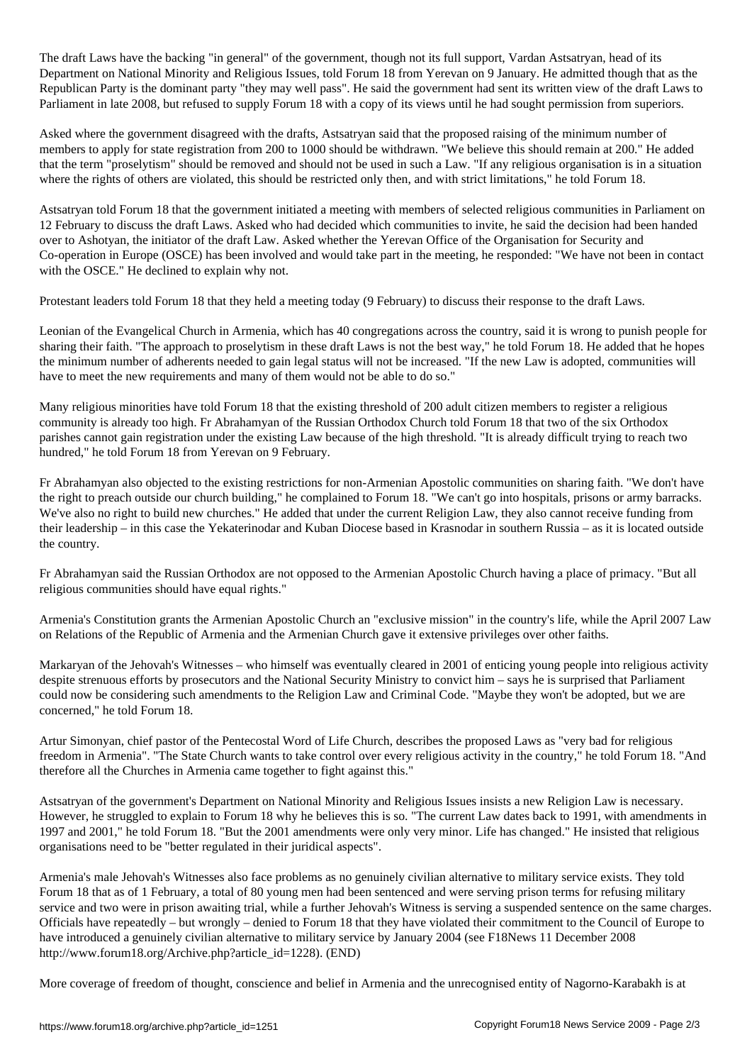The draft Laws have the backing "in general" of the government, though not its full support, Vardan Astsatryan, head of its Department on National Minority and Religious Issues, told Forum 18 from Yerevan on 9 January. He admitted though that as the Republican Party is the dominant party "they may well pass". He said the government had sent its written view of the draft Laws to Parliament in late 2008, but refused to supply Forum 18 with a copy of its views until he had sought permission from superiors.

Asked where the government disagreed with the drafts, Astsatryan said that the proposed raising of the minimum number of members to apply for state registration from 200 to 1000 should be withdrawn. "We believe this should remain at 200." He added that the term "proselytism" should be removed and should not be used in such a Law. "If any religious organisation is in a situation where the rights of others are violated, this should be restricted only then, and with strict limitations," he told Forum 18.

Astsatryan told Forum 18 that the government initiated a meeting with members of selected religious communities in Parliament on 12 February to discuss the draft Laws. Asked who had decided which communities to invite, he said the decision had been handed over to Ashotyan, the initiator of the draft Law. Asked whether the Yerevan Office of the Organisation for Security and Co-operation in Europe (OSCE) has been involved and would take part in the meeting, he responded: "We have not been in contact with the OSCE." He declined to explain why not.

Protestant leaders told Forum 18 that they held a meeting today (9 February) to discuss their response to the draft Laws.

Leonian of the Evangelical Church in Armenia, which has 40 congregations across the country, said it is wrong to punish people for sharing their faith. "The approach to proselytism in these draft Laws is not the best way," he told Forum 18. He added that he hopes the minimum number of adherents needed to gain legal status will not be increased. "If the new Law is adopted, communities will have to meet the new requirements and many of them would not be able to do so."

Many religious minorities have told Forum 18 that the existing threshold of 200 adult citizen members to register a religious community is already too high. Fr Abrahamyan of the Russian Orthodox Church told Forum 18 that two of the six Orthodox parishes cannot gain registration under the existing Law because of the high threshold. "It is already difficult trying to reach two hundred," he told Forum 18 from Yerevan on 9 February.

Fr Abrahamyan also objected to the existing restrictions for non-Armenian Apostolic communities on sharing faith. "We don't have the right to preach outside our church building," he complained to Forum 18. "We can't go into hospitals, prisons or army barracks. We've also no right to build new churches." He added that under the current Religion Law, they also cannot receive funding from their leadership – in this case the Yekaterinodar and Kuban Diocese based in Krasnodar in southern Russia – as it is located outside the country.

Fr Abrahamyan said the Russian Orthodox are not opposed to the Armenian Apostolic Church having a place of primacy. "But all religious communities should have equal rights."

Armenia's Constitution grants the Armenian Apostolic Church an "exclusive mission" in the country's life, while the April 2007 Law on Relations of the Republic of Armenia and the Armenian Church gave it extensive privileges over other faiths.

Markaryan of the Jehovah's Witnesses – who himself was eventually cleared in 2001 of enticing young people into religious activity despite strenuous efforts by prosecutors and the National Security Ministry to convict him – says he is surprised that Parliament could now be considering such amendments to the Religion Law and Criminal Code. "Maybe they won't be adopted, but we are concerned," he told Forum 18.

Artur Simonyan, chief pastor of the Pentecostal Word of Life Church, describes the proposed Laws as "very bad for religious freedom in Armenia". "The State Church wants to take control over every religious activity in the country," he told Forum 18. "And therefore all the Churches in Armenia came together to fight against this."

Astsatryan of the government's Department on National Minority and Religious Issues insists a new Religion Law is necessary. However, he struggled to explain to Forum 18 why he believes this is so. "The current Law dates back to 1991, with amendments in 1997 and 2001," he told Forum 18. "But the 2001 amendments were only very minor. Life has changed." He insisted that religious organisations need to be "better regulated in their juridical aspects".

Armenia's male Jehovah's Witnesses also face problems as no genuinely civilian alternative to military service exists. They told Forum 18 that as of 1 February, a total of 80 young men had been sentenced and were serving prison terms for refusing military service and two were in prison awaiting trial, while a further Jehovah's Witness is serving a suspended sentence on the same charges. Officials have repeatedly – but wrongly – denied to Forum 18 that they have violated their commitment to the Council of Europe to have introduced a genuinely civilian alternative to military service by January 2004 (see F18News 11 December 2008 http://www.forum18.org/Archive.php?article_id=1228). (END)

More coverage of freedom of thought, conscience and belief in Armenia and the unrecognised entity of Nagorno-Karabakh is at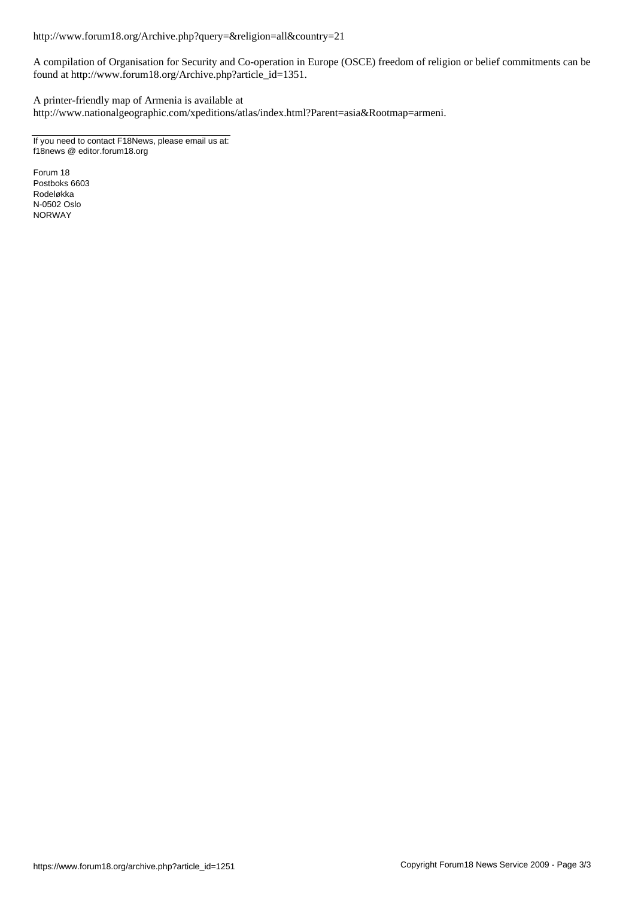http://www.forum18.org/Archive.php?query=&religion=all&country=21

A compilation of Organisation for Security and Co-operation in Europe (OSCE) freedom of religion or belief commitments can be found at http://www.forum18.org/Archive.php?article_id=1351.

A printer-friendly map of Armenia is available at
http://www.nationalgeographic.com/xpeditions/atlas/index.html?Parent=asia&Rootmap=armeni.

---

If you need to contact F18News, please email us at:
f18news @ editor.forum18.org

Forum 18
Postboks 6603
Rodeløkka
N-0502 Oslo
NORWAY